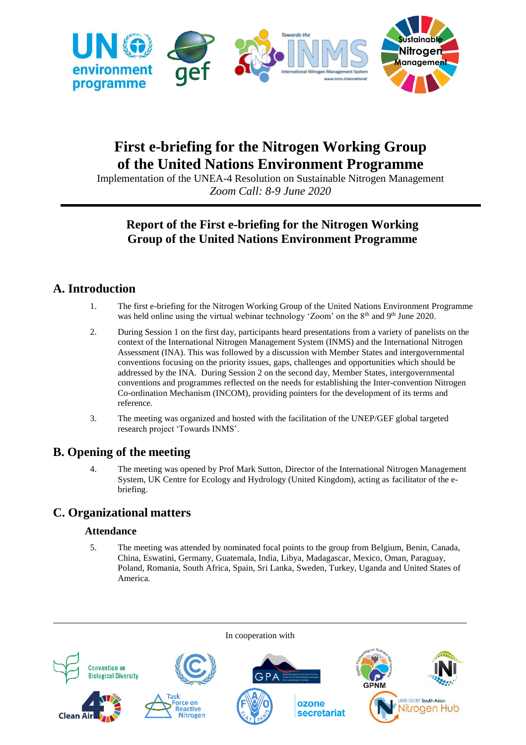# First e-briefing for the Nitrogen Working Group of the United Nations Environment Programme

Implementation of the UNEA-4 Resolution on Sustainable Nitrogen Management

*Zoom Call: 8-9 June 2020*

## Report of the First e-briefing for the Nitrogen Working Group of the United Nations Environment Programme

## A. Introduction

1. The first e-briefing for the Nitrogen Working Group of the United Nations Environment Programme was held online using the virtual webinar technology 'Zoom' on the 8th and 9th June 2020.

2. During Session 1 on the first day, participants heard presentations from a variety of panelists on the context of the International Nitrogen Management System (INMS) and the International Nitrogen Assessment (INA). This was followed by a discussion with Member States and intergovernmental conventions focusing on the priority issues, gaps, challenges and opportunities which should be addressed by the INA. During Session 2 on the second day, Member States, intergovernmental conventions and programmes reflected on the needs for establishing the Inter-convention Nitrogen Co-ordination Mechanism (INCOM), providing pointers for the development of its terms and reference.

3. The meeting was organized and hosted with the facilitation of the UNEP/GEF global targeted research project 'Towards INMS'.

## B. Opening of the meeting

4. The meeting was opened by Prof Mark Sutton, Director of the International Nitrogen Management System, UK Centre for Ecology and Hydrology (United Kingdom), acting as facilitator of the e-briefing.

## C. Organizational matters

### Attendance

5. The meeting was attended by nominated focal points to the group from Belgium, Benin, Canada, China, Eswatini, Germany, Guatemala, India, Libya, Madagascar, Mexico, Oman, Paraguay, Poland, Romania, South Africa, Spain, Sri Lanka, Sweden, Turkey, Uganda and United States of America.

In cooperation with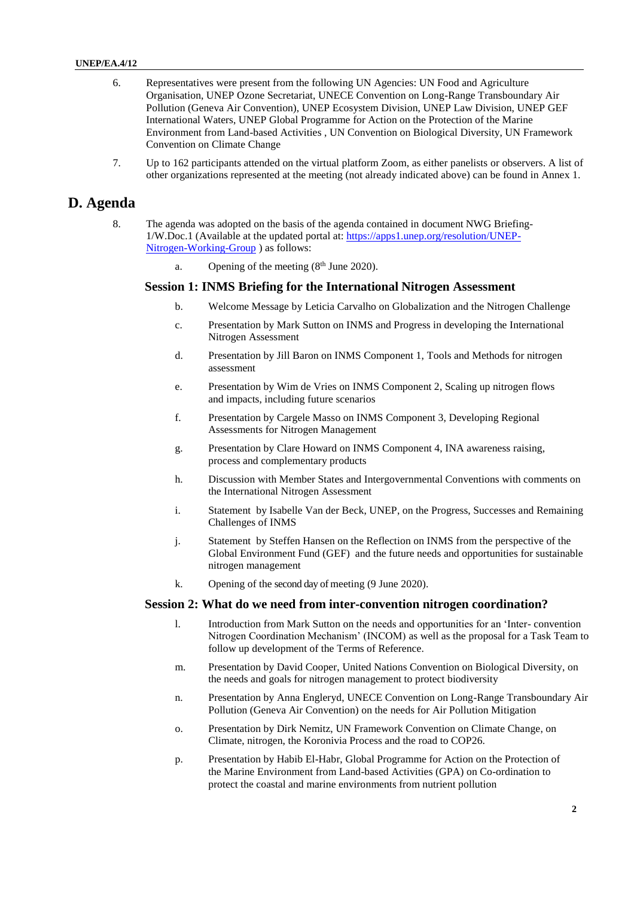6. Representatives were present from the following UN Agencies: UN Food and Agriculture Organisation, UNEP Ozone Secretariat, UNECE Convention on Long-Range Transboundary Air Pollution (Geneva Air Convention), UNEP Ecosystem Division, UNEP Law Division, UNEP GEF International Waters, UNEP Global Programme for Action on the Protection of the Marine Environment from Land-based Activities , UN Convention on Biological Diversity, UN Framework Convention on Climate Change

7. Up to 162 participants attended on the virtual platform Zoom, as either panelists or observers. A list of other organizations represented at the meeting (not already indicated above) can be found in Annex 1.

## D. Agenda

8. The agenda was adopted on the basis of the agenda contained in document NWG Briefing-1/W.Doc.1 (Available at the updated portal at: [https://apps1.unep.org/resolution/UNEP-Nitrogen-Working-Group](https://apps1.unep.org/resolution/UNEP-Nitrogen-Working-Group) ) as follows:

   a. Opening of the meeting (8th June 2020).

### Session 1: INMS Briefing for the International Nitrogen Assessment

   b. Welcome Message by Leticia Carvalho on Globalization and the Nitrogen Challenge

   c. Presentation by Mark Sutton on INMS and Progress in developing the International Nitrogen Assessment

   d. Presentation by Jill Baron on INMS Component 1, Tools and Methods for nitrogen assessment

   e. Presentation by Wim de Vries on INMS Component 2, Scaling up nitrogen flows and impacts, including future scenarios

   f. Presentation by Cargele Masso on INMS Component 3, Developing Regional Assessments for Nitrogen Management

   g. Presentation by Clare Howard on INMS Component 4, INA awareness raising, process and complementary products

   h. Discussion with Member States and Intergovernmental Conventions with comments on the International Nitrogen Assessment

   i. Statement by Isabelle Van der Beck, UNEP, on the Progress, Successes and Remaining Challenges of INMS

   j. Statement by Steffen Hansen on the Reflection on INMS from the perspective of the Global Environment Fund (GEF) and the future needs and opportunities for sustainable nitrogen management

   k. Opening of the second day of meeting (9 June 2020).

### Session 2: What do we need from inter-convention nitrogen coordination?

   l. Introduction from Mark Sutton on the needs and opportunities for an 'Inter- convention Nitrogen Coordination Mechanism' (INCOM) as well as the proposal for a Task Team to follow up development of the Terms of Reference.

   m. Presentation by David Cooper, United Nations Convention on Biological Diversity, on the needs and goals for nitrogen management to protect biodiversity

   n. Presentation by Anna Engleryd, UNECE Convention on Long-Range Transboundary Air Pollution (Geneva Air Convention) on the needs for Air Pollution Mitigation

   o. Presentation by Dirk Nemitz, UN Framework Convention on Climate Change, on Climate, nitrogen, the Koronivia Process and the road to COP26.

   p. Presentation by Habib El-Habr, Global Programme for Action on the Protection of the Marine Environment from Land-based Activities (GPA) on Co-ordination to protect the coastal and marine environments from nutrient pollution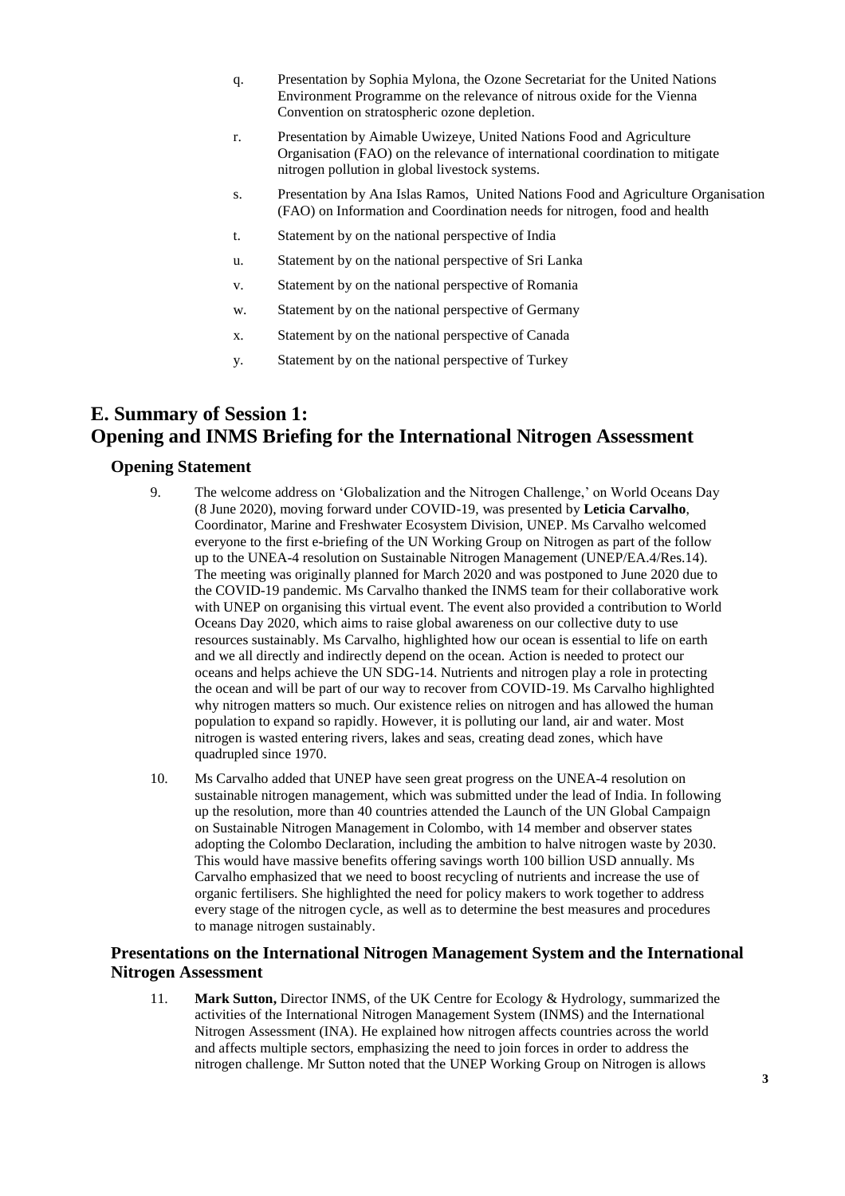q. Presentation by Sophia Mylona, the Ozone Secretariat for the United Nations Environment Programme on the relevance of nitrous oxide for the Vienna Convention on stratospheric ozone depletion.

r. Presentation by Aimable Uwizeye, United Nations Food and Agriculture Organisation (FAO) on the relevance of international coordination to mitigate nitrogen pollution in global livestock systems.

s. Presentation by Ana Islas Ramos, United Nations Food and Agriculture Organisation (FAO) on Information and Coordination needs for nitrogen, food and health

t. Statement by on the national perspective of India

u. Statement by on the national perspective of Sri Lanka

v. Statement by on the national perspective of Romania

w. Statement by on the national perspective of Germany

x. Statement by on the national perspective of Canada

y. Statement by on the national perspective of Turkey

## E. Summary of Session 1: Opening and INMS Briefing for the International Nitrogen Assessment

### Opening Statement

9. The welcome address on 'Globalization and the Nitrogen Challenge,' on World Oceans Day (8 June 2020), moving forward under COVID-19, was presented by **Leticia Carvalho**, Coordinator, Marine and Freshwater Ecosystem Division, UNEP. Ms Carvalho welcomed everyone to the first e-briefing of the UN Working Group on Nitrogen as part of the follow up to the UNEA-4 resolution on Sustainable Nitrogen Management (UNEP/EA.4/Res.14). The meeting was originally planned for March 2020 and was postponed to June 2020 due to the COVID-19 pandemic. Ms Carvalho thanked the INMS team for their collaborative work with UNEP on organising this virtual event. The event also provided a contribution to World Oceans Day 2020, which aims to raise global awareness on our collective duty to use resources sustainably. Ms Carvalho, highlighted how our ocean is essential to life on earth and we all directly and indirectly depend on the ocean. Action is needed to protect our oceans and helps achieve the UN SDG-14. Nutrients and nitrogen play a role in protecting the ocean and will be part of our way to recover from COVID-19. Ms Carvalho highlighted why nitrogen matters so much. Our existence relies on nitrogen and has allowed the human population to expand so rapidly. However, it is polluting our land, air and water. Most nitrogen is wasted entering rivers, lakes and seas, creating dead zones, which have quadrupled since 1970.

10. Ms Carvalho added that UNEP have seen great progress on the UNEA-4 resolution on sustainable nitrogen management, which was submitted under the lead of India. In following up the resolution, more than 40 countries attended the Launch of the UN Global Campaign on Sustainable Nitrogen Management in Colombo, with 14 member and observer states adopting the Colombo Declaration, including the ambition to halve nitrogen waste by 2030. This would have massive benefits offering savings worth 100 billion USD annually. Ms Carvalho emphasized that we need to boost recycling of nutrients and increase the use of organic fertilisers. She highlighted the need for policy makers to work together to address every stage of the nitrogen cycle, as well as to determine the best measures and procedures to manage nitrogen sustainably.

### Presentations on the International Nitrogen Management System and the International Nitrogen Assessment

11. **Mark Sutton,** Director INMS, of the UK Centre for Ecology & Hydrology, summarized the activities of the International Nitrogen Management System (INMS) and the International Nitrogen Assessment (INA). He explained how nitrogen affects countries across the world and affects multiple sectors, emphasizing the need to join forces in order to address the nitrogen challenge. Mr Sutton noted that the UNEP Working Group on Nitrogen is allows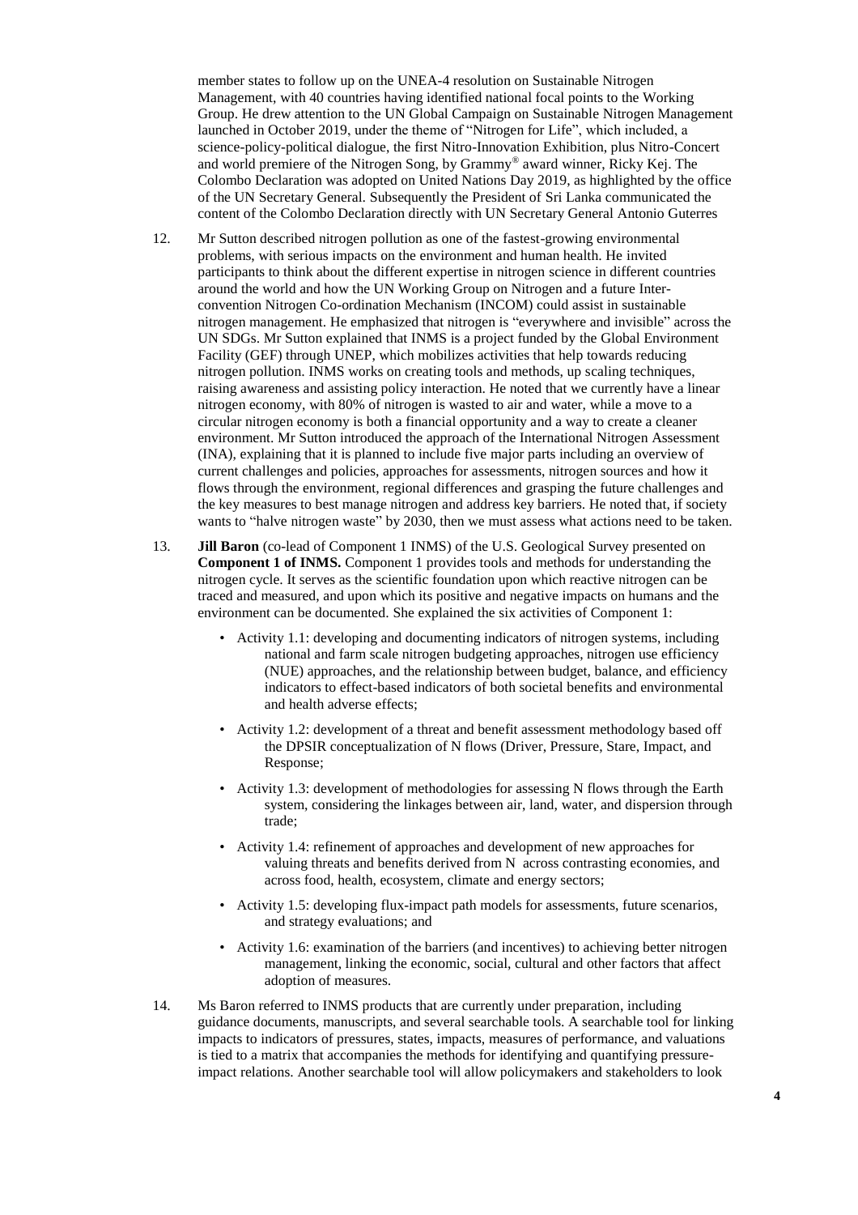member states to follow up on the UNEA-4 resolution on Sustainable Nitrogen Management, with 40 countries having identified national focal points to the Working Group. He drew attention to the UN Global Campaign on Sustainable Nitrogen Management launched in October 2019, under the theme of "Nitrogen for Life", which included, a science-policy-political dialogue, the first Nitro-Innovation Exhibition, plus Nitro-Concert and world premiere of the Nitrogen Song, by Grammy® award winner, Ricky Kej. The Colombo Declaration was adopted on United Nations Day 2019, as highlighted by the office of the UN Secretary General. Subsequently the President of Sri Lanka communicated the content of the Colombo Declaration directly with UN Secretary General Antonio Guterres

12. Mr Sutton described nitrogen pollution as one of the fastest-growing environmental problems, with serious impacts on the environment and human health. He invited participants to think about the different expertise in nitrogen science in different countries around the world and how the UN Working Group on Nitrogen and a future Inter-convention Nitrogen Co-ordination Mechanism (INCOM) could assist in sustainable nitrogen management. He emphasized that nitrogen is "everywhere and invisible" across the UN SDGs. Mr Sutton explained that INMS is a project funded by the Global Environment Facility (GEF) through UNEP, which mobilizes activities that help towards reducing nitrogen pollution. INMS works on creating tools and methods, up scaling techniques, raising awareness and assisting policy interaction. He noted that we currently have a linear nitrogen economy, with 80% of nitrogen is wasted to air and water, while a move to a circular nitrogen economy is both a financial opportunity and a way to create a cleaner environment. Mr Sutton introduced the approach of the International Nitrogen Assessment (INA), explaining that it is planned to include five major parts including an overview of current challenges and policies, approaches for assessments, nitrogen sources and how it flows through the environment, regional differences and grasping the future challenges and the key measures to best manage nitrogen and address key barriers. He noted that, if society wants to "halve nitrogen waste" by 2030, then we must assess what actions need to be taken.

13. **Jill Baron** (co-lead of Component 1 INMS) of the U.S. Geological Survey presented on **Component 1 of INMS.** Component 1 provides tools and methods for understanding the nitrogen cycle. It serves as the scientific foundation upon which reactive nitrogen can be traced and measured, and upon which its positive and negative impacts on humans and the environment can be documented. She explained the six activities of Component 1:

    - Activity 1.1: developing and documenting indicators of nitrogen systems, including national and farm scale nitrogen budgeting approaches, nitrogen use efficiency (NUE) approaches, and the relationship between budget, balance, and efficiency indicators to effect-based indicators of both societal benefits and environmental and health adverse effects;
    - Activity 1.2: development of a threat and benefit assessment methodology based off the DPSIR conceptualization of N flows (Driver, Pressure, Stare, Impact, and Response;
    - Activity 1.3: development of methodologies for assessing N flows through the Earth system, considering the linkages between air, land, water, and dispersion through trade;
    - Activity 1.4: refinement of approaches and development of new approaches for valuing threats and benefits derived from N across contrasting economies, and across food, health, ecosystem, climate and energy sectors;
    - Activity 1.5: developing flux-impact path models for assessments, future scenarios, and strategy evaluations; and
    - Activity 1.6: examination of the barriers (and incentives) to achieving better nitrogen management, linking the economic, social, cultural and other factors that affect adoption of measures.

14. Ms Baron referred to INMS products that are currently under preparation, including guidance documents, manuscripts, and several searchable tools. A searchable tool for linking impacts to indicators of pressures, states, impacts, measures of performance, and valuations is tied to a matrix that accompanies the methods for identifying and quantifying pressure-impact relations. Another searchable tool will allow policymakers and stakeholders to look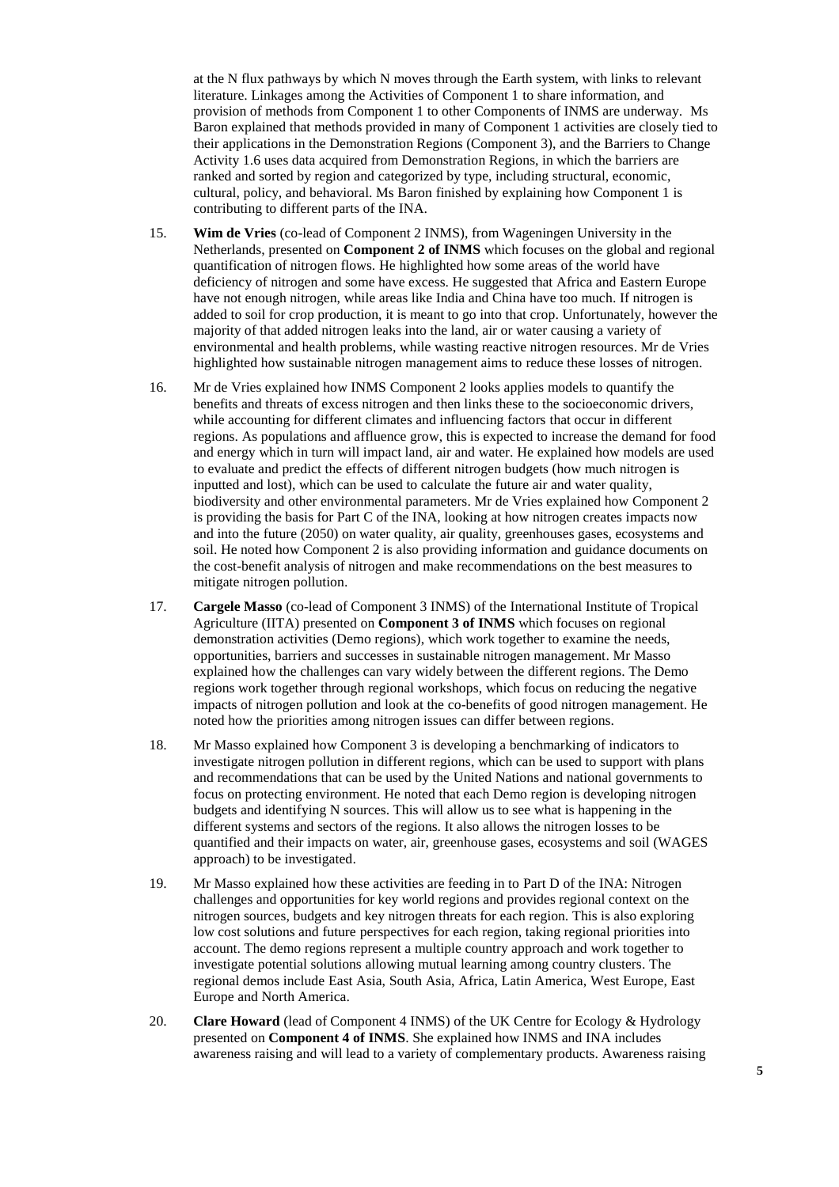at the N flux pathways by which N moves through the Earth system, with links to relevant literature. Linkages among the Activities of Component 1 to share information, and provision of methods from Component 1 to other Components of INMS are underway. Ms Baron explained that methods provided in many of Component 1 activities are closely tied to their applications in the Demonstration Regions (Component 3), and the Barriers to Change Activity 1.6 uses data acquired from Demonstration Regions, in which the barriers are ranked and sorted by region and categorized by type, including structural, economic, cultural, policy, and behavioral. Ms Baron finished by explaining how Component 1 is contributing to different parts of the INA.

15. **Wim de Vries** (co-lead of Component 2 INMS), from Wageningen University in the Netherlands, presented on **Component 2 of INMS** which focuses on the global and regional quantification of nitrogen flows. He highlighted how some areas of the world have deficiency of nitrogen and some have excess. He suggested that Africa and Eastern Europe have not enough nitrogen, while areas like India and China have too much. If nitrogen is added to soil for crop production, it is meant to go into that crop. Unfortunately, however the majority of that added nitrogen leaks into the land, air or water causing a variety of environmental and health problems, while wasting reactive nitrogen resources. Mr de Vries highlighted how sustainable nitrogen management aims to reduce these losses of nitrogen.

16. Mr de Vries explained how INMS Component 2 looks applies models to quantify the benefits and threats of excess nitrogen and then links these to the socioeconomic drivers, while accounting for different climates and influencing factors that occur in different regions. As populations and affluence grow, this is expected to increase the demand for food and energy which in turn will impact land, air and water. He explained how models are used to evaluate and predict the effects of different nitrogen budgets (how much nitrogen is inputted and lost), which can be used to calculate the future air and water quality, biodiversity and other environmental parameters. Mr de Vries explained how Component 2 is providing the basis for Part C of the INA, looking at how nitrogen creates impacts now and into the future (2050) on water quality, air quality, greenhouses gases, ecosystems and soil. He noted how Component 2 is also providing information and guidance documents on the cost-benefit analysis of nitrogen and make recommendations on the best measures to mitigate nitrogen pollution.

17. **Cargele Masso** (co-lead of Component 3 INMS) of the International Institute of Tropical Agriculture (IITA) presented on **Component 3 of INMS** which focuses on regional demonstration activities (Demo regions), which work together to examine the needs, opportunities, barriers and successes in sustainable nitrogen management. Mr Masso explained how the challenges can vary widely between the different regions. The Demo regions work together through regional workshops, which focus on reducing the negative impacts of nitrogen pollution and look at the co-benefits of good nitrogen management. He noted how the priorities among nitrogen issues can differ between regions.

18. Mr Masso explained how Component 3 is developing a benchmarking of indicators to investigate nitrogen pollution in different regions, which can be used to support with plans and recommendations that can be used by the United Nations and national governments to focus on protecting environment. He noted that each Demo region is developing nitrogen budgets and identifying N sources. This will allow us to see what is happening in the different systems and sectors of the regions. It also allows the nitrogen losses to be quantified and their impacts on water, air, greenhouse gases, ecosystems and soil (WAGES approach) to be investigated.

19. Mr Masso explained how these activities are feeding in to Part D of the INA: Nitrogen challenges and opportunities for key world regions and provides regional context on the nitrogen sources, budgets and key nitrogen threats for each region. This is also exploring low cost solutions and future perspectives for each region, taking regional priorities into account. The demo regions represent a multiple country approach and work together to investigate potential solutions allowing mutual learning among country clusters. The regional demos include East Asia, South Asia, Africa, Latin America, West Europe, East Europe and North America.

20. **Clare Howard** (lead of Component 4 INMS) of the UK Centre for Ecology & Hydrology presented on **Component 4 of INMS**. She explained how INMS and INA includes awareness raising and will lead to a variety of complementary products. Awareness raising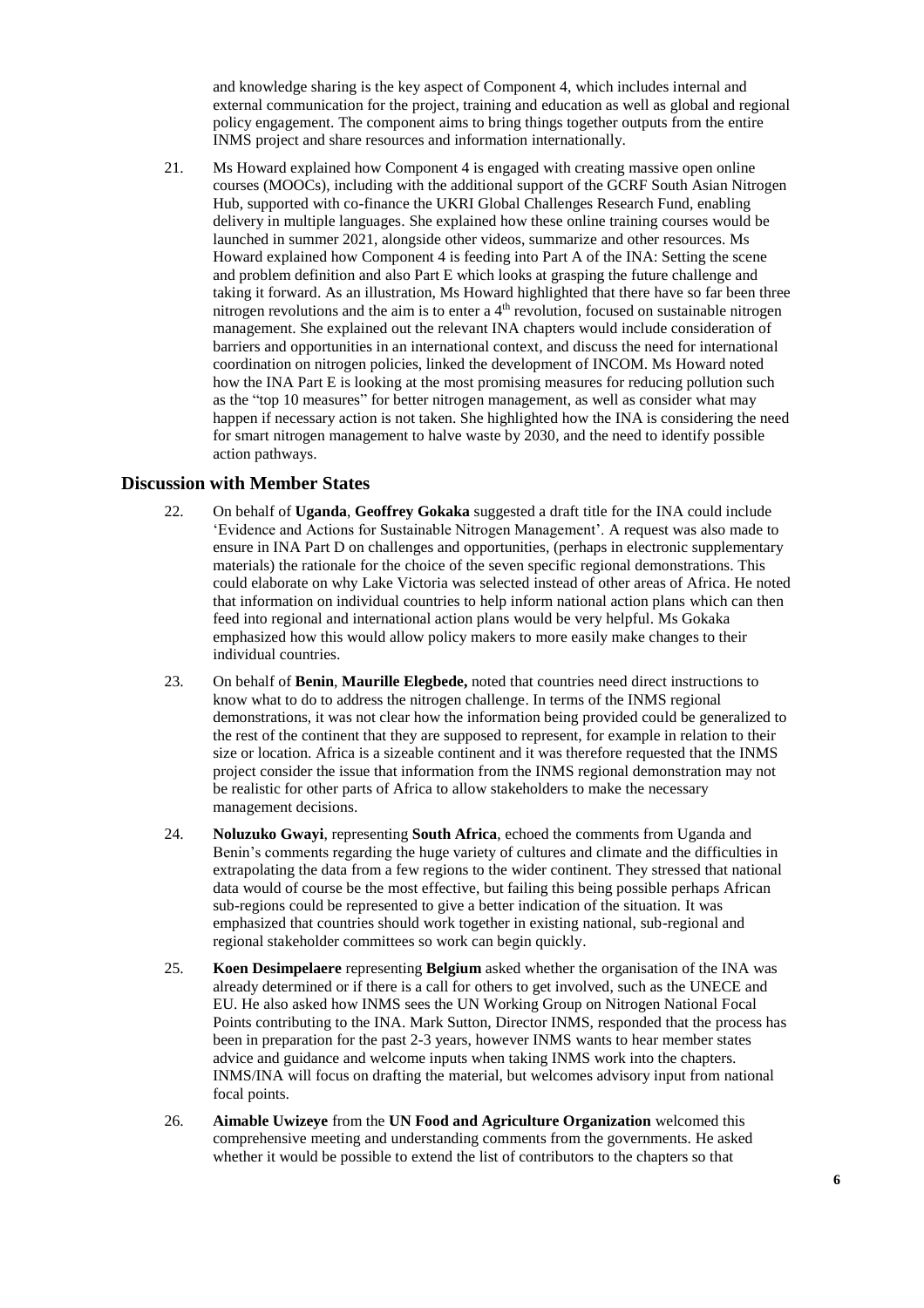and knowledge sharing is the key aspect of Component 4, which includes internal and external communication for the project, training and education as well as global and regional policy engagement. The component aims to bring things together outputs from the entire INMS project and share resources and information internationally.

21. Ms Howard explained how Component 4 is engaged with creating massive open online courses (MOOCs), including with the additional support of the GCRF South Asian Nitrogen Hub, supported with co-finance the UKRI Global Challenges Research Fund, enabling delivery in multiple languages. She explained how these online training courses would be launched in summer 2021, alongside other videos, summarize and other resources. Ms Howard explained how Component 4 is feeding into Part A of the INA: Setting the scene and problem definition and also Part E which looks at grasping the future challenge and taking it forward. As an illustration, Ms Howard highlighted that there have so far been three nitrogen revolutions and the aim is to enter a 4th revolution, focused on sustainable nitrogen management. She explained out the relevant INA chapters would include consideration of barriers and opportunities in an international context, and discuss the need for international coordination on nitrogen policies, linked the development of INCOM. Ms Howard noted how the INA Part E is looking at the most promising measures for reducing pollution such as the "top 10 measures" for better nitrogen management, as well as consider what may happen if necessary action is not taken. She highlighted how the INA is considering the need for smart nitrogen management to halve waste by 2030, and the need to identify possible action pathways.

## Discussion with Member States

22. On behalf of **Uganda**, **Geoffrey Gokaka** suggested a draft title for the INA could include 'Evidence and Actions for Sustainable Nitrogen Management'. A request was also made to ensure in INA Part D on challenges and opportunities, (perhaps in electronic supplementary materials) the rationale for the choice of the seven specific regional demonstrations. This could elaborate on why Lake Victoria was selected instead of other areas of Africa. He noted that information on individual countries to help inform national action plans which can then feed into regional and international action plans would be very helpful. Ms Gokaka emphasized how this would allow policy makers to more easily make changes to their individual countries.

23. On behalf of **Benin**, **Maurille Elegbede,** noted that countries need direct instructions to know what to do to address the nitrogen challenge. In terms of the INMS regional demonstrations, it was not clear how the information being provided could be generalized to the rest of the continent that they are supposed to represent, for example in relation to their size or location. Africa is a sizeable continent and it was therefore requested that the INMS project consider the issue that information from the INMS regional demonstration may not be realistic for other parts of Africa to allow stakeholders to make the necessary management decisions.

24. **Noluzuko Gwayi**, representing **South Africa**, echoed the comments from Uganda and Benin's comments regarding the huge variety of cultures and climate and the difficulties in extrapolating the data from a few regions to the wider continent. They stressed that national data would of course be the most effective, but failing this being possible perhaps African sub-regions could be represented to give a better indication of the situation. It was emphasized that countries should work together in existing national, sub-regional and regional stakeholder committees so work can begin quickly.

25. **Koen Desimpelaere** representing **Belgium** asked whether the organisation of the INA was already determined or if there is a call for others to get involved, such as the UNECE and EU. He also asked how INMS sees the UN Working Group on Nitrogen National Focal Points contributing to the INA. Mark Sutton, Director INMS, responded that the process has been in preparation for the past 2-3 years, however INMS wants to hear member states advice and guidance and welcome inputs when taking INMS work into the chapters. INMS/INA will focus on drafting the material, but welcomes advisory input from national focal points.

26. **Aimable Uwizeye** from the **UN Food and Agriculture Organization** welcomed this comprehensive meeting and understanding comments from the governments. He asked whether it would be possible to extend the list of contributors to the chapters so that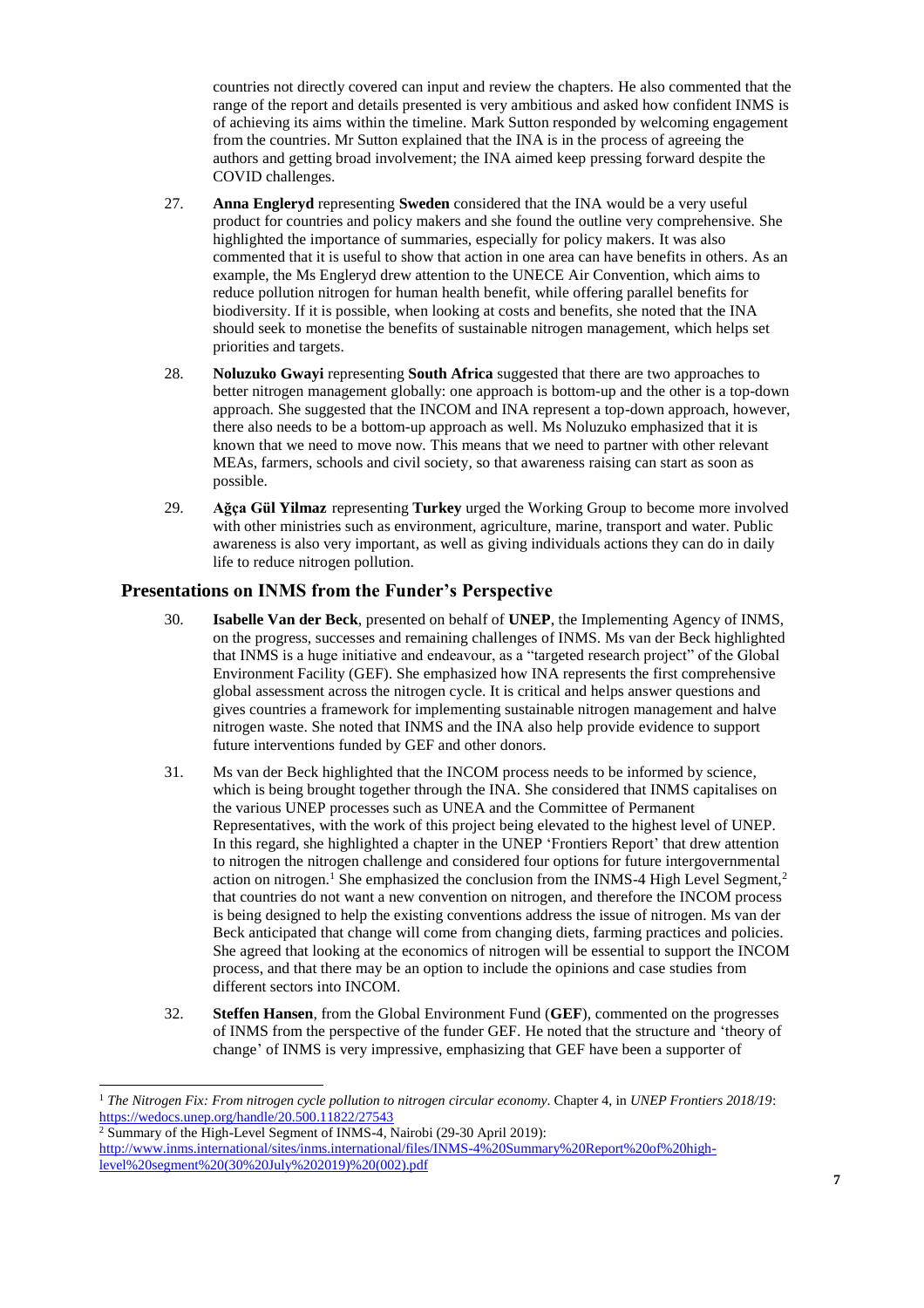countries not directly covered can input and review the chapters. He also commented that the range of the report and details presented is very ambitious and asked how confident INMS is of achieving its aims within the timeline. Mark Sutton responded by welcoming engagement from the countries. Mr Sutton explained that the INA is in the process of agreeing the authors and getting broad involvement; the INA aimed keep pressing forward despite the COVID challenges.

27. **Anna Engleryd** representing **Sweden** considered that the INA would be a very useful product for countries and policy makers and she found the outline very comprehensive. She highlighted the importance of summaries, especially for policy makers. It was also commented that it is useful to show that action in one area can have benefits in others. As an example, the Ms Engleryd drew attention to the UNECE Air Convention, which aims to reduce pollution nitrogen for human health benefit, while offering parallel benefits for biodiversity. If it is possible, when looking at costs and benefits, she noted that the INA should seek to monetise the benefits of sustainable nitrogen management, which helps set priorities and targets.

28. **Noluzuko Gwayi** representing **South Africa** suggested that there are two approaches to better nitrogen management globally: one approach is bottom-up and the other is a top-down approach. She suggested that the INCOM and INA represent a top-down approach, however, there also needs to be a bottom-up approach as well. Ms Noluzuko emphasized that it is known that we need to move now. This means that we need to partner with other relevant MEAs, farmers, schools and civil society, so that awareness raising can start as soon as possible.

29. **Ağça Gül Yilmaz** representing **Turkey** urged the Working Group to become more involved with other ministries such as environment, agriculture, marine, transport and water. Public awareness is also very important, as well as giving individuals actions they can do in daily life to reduce nitrogen pollution.

## Presentations on INMS from the Funder's Perspective

30. **Isabelle Van der Beck**, presented on behalf of **UNEP**, the Implementing Agency of INMS, on the progress, successes and remaining challenges of INMS. Ms van der Beck highlighted that INMS is a huge initiative and endeavour, as a "targeted research project" of the Global Environment Facility (GEF). She emphasized how INA represents the first comprehensive global assessment across the nitrogen cycle. It is critical and helps answer questions and gives countries a framework for implementing sustainable nitrogen management and halve nitrogen waste. She noted that INMS and the INA also help provide evidence to support future interventions funded by GEF and other donors.

31. Ms van der Beck highlighted that the INCOM process needs to be informed by science, which is being brought together through the INA. She considered that INMS capitalises on the various UNEP processes such as UNEA and the Committee of Permanent Representatives, with the work of this project being elevated to the highest level of UNEP. In this regard, she highlighted a chapter in the UNEP 'Frontiers Report' that drew attention to nitrogen the nitrogen challenge and considered four options for future intergovernmental action on nitrogen.[1] She emphasized the conclusion from the INMS-4 High Level Segment,[2] that countries do not want a new convention on nitrogen, and therefore the INCOM process is being designed to help the existing conventions address the issue of nitrogen. Ms van der Beck anticipated that change will come from changing diets, farming practices and policies. She agreed that looking at the economics of nitrogen will be essential to support the INCOM process, and that there may be an option to include the opinions and case studies from different sectors into INCOM.

32. **Steffen Hansen**, from the Global Environment Fund (**GEF**), commented on the progresses of INMS from the perspective of the funder GEF. He noted that the structure and 'theory of change' of INMS is very impressive, emphasizing that GEF have been a supporter of

---

[1] *The Nitrogen Fix: From nitrogen cycle pollution to nitrogen circular economy.* Chapter 4, in *UNEP Frontiers 2018/19*: https://wedocs.unep.org/handle/20.500.11822/27543

[2] Summary of the High-Level Segment of INMS-4, Nairobi (29-30 April 2019): http://www.inms.international/sites/inms.international/files/INMS-4%20Summary%20Report%20of%20high-level%20segment%20(30%20July%202019)%20(002).pdf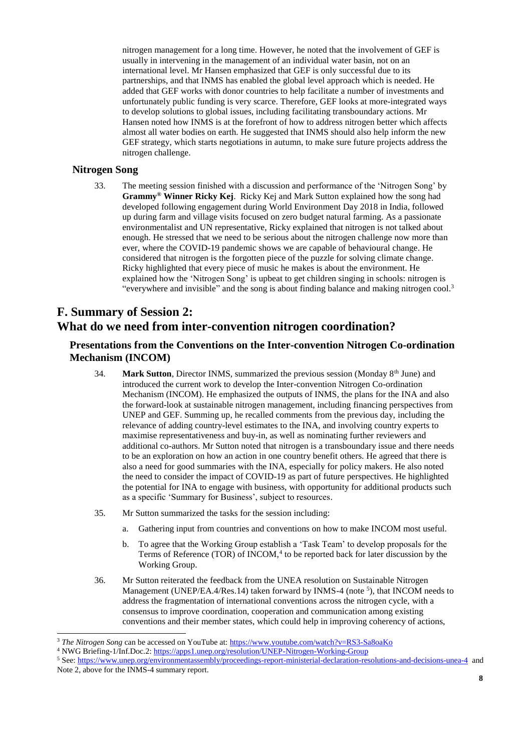nitrogen management for a long time. However, he noted that the involvement of GEF is usually in intervening in the management of an individual water basin, not on an international level. Mr Hansen emphasized that GEF is only successful due to its partnerships, and that INMS has enabled the global level approach which is needed. He added that GEF works with donor countries to help facilitate a number of investments and unfortunately public funding is very scarce. Therefore, GEF looks at more-integrated ways to develop solutions to global issues, including facilitating transboundary actions. Mr Hansen noted how INMS is at the forefront of how to address nitrogen better which affects almost all water bodies on earth. He suggested that INMS should also help inform the new GEF strategy, which starts negotiations in autumn, to make sure future projects address the nitrogen challenge.

### Nitrogen Song

33. The meeting session finished with a discussion and performance of the 'Nitrogen Song' by **Grammy® Winner Ricky Kej**. Ricky Kej and Mark Sutton explained how the song had developed following engagement during World Environment Day 2018 in India, followed up during farm and village visits focused on zero budget natural farming. As a passionate environmentalist and UN representative, Ricky explained that nitrogen is not talked about enough. He stressed that we need to be serious about the nitrogen challenge now more than ever, where the COVID-19 pandemic shows we are capable of behavioural change. He considered that nitrogen is the forgotten piece of the puzzle for solving climate change. Ricky highlighted that every piece of music he makes is about the environment. He explained how the 'Nitrogen Song' is upbeat to get children singing in schools: nitrogen is "everywhere and invisible" and the song is about finding balance and making nitrogen cool.[3]

## F. Summary of Session 2: What do we need from inter-convention nitrogen coordination?

### Presentations from the Conventions on the Inter-convention Nitrogen Co-ordination Mechanism (INCOM)

34. **Mark Sutton**, Director INMS, summarized the previous session (Monday 8th June) and introduced the current work to develop the Inter-convention Nitrogen Co-ordination Mechanism (INCOM). He emphasized the outputs of INMS, the plans for the INA and also the forward-look at sustainable nitrogen management, including financing perspectives from UNEP and GEF. Summing up, he recalled comments from the previous day, including the relevance of adding country-level estimates to the INA, and involving country experts to maximise representativeness and buy-in, as well as nominating further reviewers and additional co-authors. Mr Sutton noted that nitrogen is a transboundary issue and there needs to be an exploration on how an action in one country benefit others. He agreed that there is also a need for good summaries with the INA, especially for policy makers. He also noted the need to consider the impact of COVID-19 as part of future perspectives. He highlighted the potential for INA to engage with business, with opportunity for additional products such as a specific 'Summary for Business', subject to resources.

35. Mr Sutton summarized the tasks for the session including:

    a. Gathering input from countries and conventions on how to make INCOM most useful.

    b. To agree that the Working Group establish a 'Task Team' to develop proposals for the Terms of Reference (TOR) of INCOM,[4] to be reported back for later discussion by the Working Group.

36. Mr Sutton reiterated the feedback from the UNEA resolution on Sustainable Nitrogen Management (UNEP/EA.4/Res.14) taken forward by INMS-4 (note [5]), that INCOM needs to address the fragmentation of international conventions across the nitrogen cycle, with a consensus to improve coordination, cooperation and communication among existing conventions and their member states, which could help in improving coherency of actions,

---

[3] *The Nitrogen Song* can be accessed on YouTube at: https://www.youtube.com/watch?v=RS3-Sa8oaKo

[4] NWG Briefing-1/Inf.Doc.2: https://apps1.unep.org/resolution/UNEP-Nitrogen-Working-Group

[5] See: https://www.unep.org/environmentassembly/proceedings-report-ministerial-declaration-resolutions-and-decisions-unea-4 and Note 2, above for the INMS-4 summary report.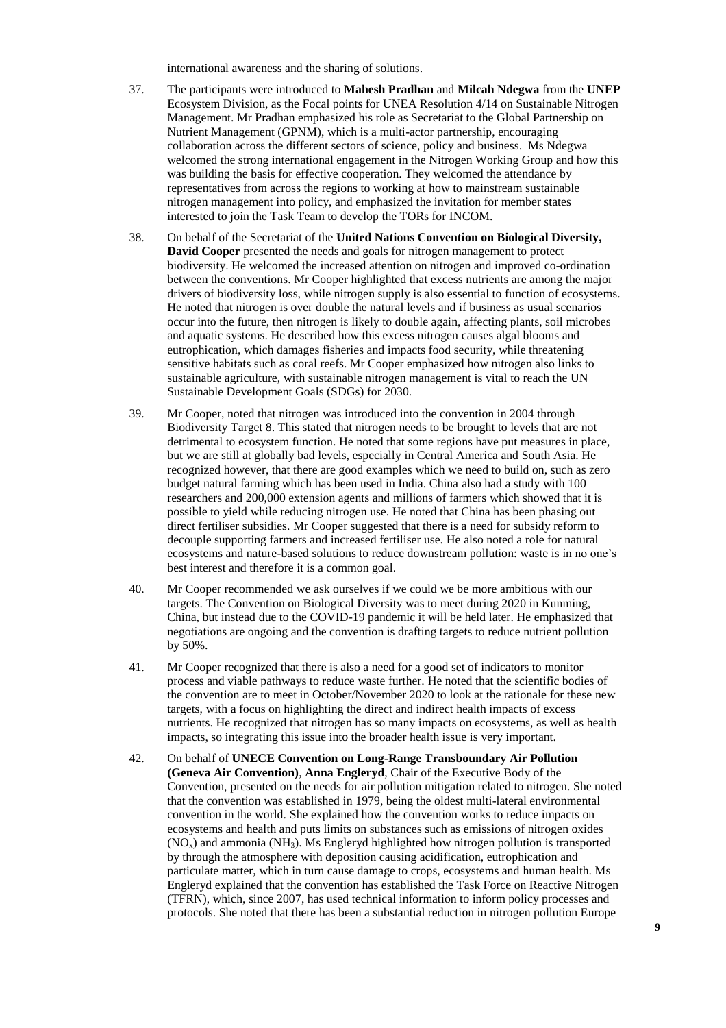international awareness and the sharing of solutions.

37. The participants were introduced to **Mahesh Pradhan** and **Milcah Ndegwa** from the **UNEP** Ecosystem Division, as the Focal points for UNEA Resolution 4/14 on Sustainable Nitrogen Management. Mr Pradhan emphasized his role as Secretariat to the Global Partnership on Nutrient Management (GPNM), which is a multi-actor partnership, encouraging collaboration across the different sectors of science, policy and business. Ms Ndegwa welcomed the strong international engagement in the Nitrogen Working Group and how this was building the basis for effective cooperation. They welcomed the attendance by representatives from across the regions to working at how to mainstream sustainable nitrogen management into policy, and emphasized the invitation for member states interested to join the Task Team to develop the TORs for INCOM.

38. On behalf of the Secretariat of the **United Nations Convention on Biological Diversity, David Cooper** presented the needs and goals for nitrogen management to protect biodiversity. He welcomed the increased attention on nitrogen and improved co-ordination between the conventions. Mr Cooper highlighted that excess nutrients are among the major drivers of biodiversity loss, while nitrogen supply is also essential to function of ecosystems. He noted that nitrogen is over double the natural levels and if business as usual scenarios occur into the future, then nitrogen is likely to double again, affecting plants, soil microbes and aquatic systems. He described how this excess nitrogen causes algal blooms and eutrophication, which damages fisheries and impacts food security, while threatening sensitive habitats such as coral reefs. Mr Cooper emphasized how nitrogen also links to sustainable agriculture, with sustainable nitrogen management is vital to reach the UN Sustainable Development Goals (SDGs) for 2030.

39. Mr Cooper, noted that nitrogen was introduced into the convention in 2004 through Biodiversity Target 8. This stated that nitrogen needs to be brought to levels that are not detrimental to ecosystem function. He noted that some regions have put measures in place, but we are still at globally bad levels, especially in Central America and South Asia. He recognized however, that there are good examples which we need to build on, such as zero budget natural farming which has been used in India. China also had a study with 100 researchers and 200,000 extension agents and millions of farmers which showed that it is possible to yield while reducing nitrogen use. He noted that China has been phasing out direct fertiliser subsidies. Mr Cooper suggested that there is a need for subsidy reform to decouple supporting farmers and increased fertiliser use. He also noted a role for natural ecosystems and nature-based solutions to reduce downstream pollution: waste is in no one's best interest and therefore it is a common goal.

40. Mr Cooper recommended we ask ourselves if we could we be more ambitious with our targets. The Convention on Biological Diversity was to meet during 2020 in Kunming, China, but instead due to the COVID-19 pandemic it will be held later. He emphasized that negotiations are ongoing and the convention is drafting targets to reduce nutrient pollution by 50%.

41. Mr Cooper recognized that there is also a need for a good set of indicators to monitor process and viable pathways to reduce waste further. He noted that the scientific bodies of the convention are to meet in October/November 2020 to look at the rationale for these new targets, with a focus on highlighting the direct and indirect health impacts of excess nutrients. He recognized that nitrogen has so many impacts on ecosystems, as well as health impacts, so integrating this issue into the broader health issue is very important.

42. On behalf of **UNECE Convention on Long-Range Transboundary Air Pollution (Geneva Air Convention)**, **Anna Engleryd**, Chair of the Executive Body of the Convention, presented on the needs for air pollution mitigation related to nitrogen. She noted that the convention was established in 1979, being the oldest multi-lateral environmental convention in the world. She explained how the convention works to reduce impacts on ecosystems and health and puts limits on substances such as emissions of nitrogen oxides ($NO_x$) and ammonia ($NH_3$). Ms Engleryd highlighted how nitrogen pollution is transported by through the atmosphere with deposition causing acidification, eutrophication and particulate matter, which in turn cause damage to crops, ecosystems and human health. Ms Engleryd explained that the convention has established the Task Force on Reactive Nitrogen (TFRN), which, since 2007, has used technical information to inform policy processes and protocols. She noted that there has been a substantial reduction in nitrogen pollution Europe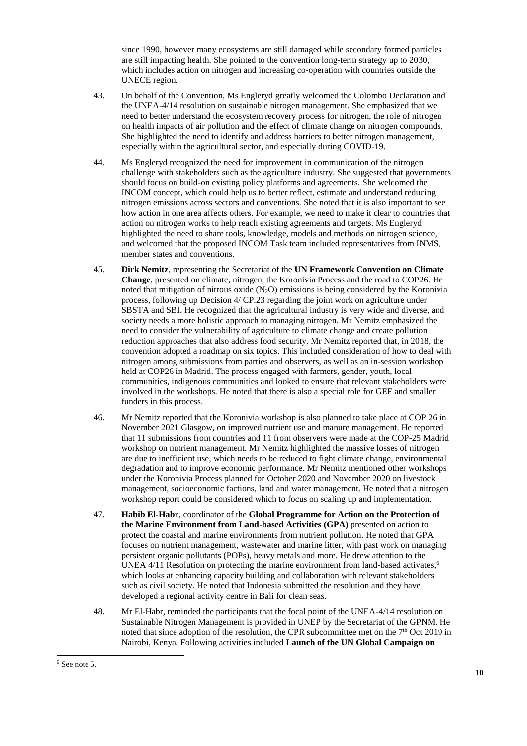since 1990, however many ecosystems are still damaged while secondary formed particles are still impacting health. She pointed to the convention long-term strategy up to 2030, which includes action on nitrogen and increasing co-operation with countries outside the UNECE region.

43. On behalf of the Convention, Ms Engleryd greatly welcomed the Colombo Declaration and the UNEA-4/14 resolution on sustainable nitrogen management. She emphasized that we need to better understand the ecosystem recovery process for nitrogen, the role of nitrogen on health impacts of air pollution and the effect of climate change on nitrogen compounds. She highlighted the need to identify and address barriers to better nitrogen management, especially within the agricultural sector, and especially during COVID-19.

44. Ms Engleryd recognized the need for improvement in communication of the nitrogen challenge with stakeholders such as the agriculture industry. She suggested that governments should focus on build-on existing policy platforms and agreements. She welcomed the INCOM concept, which could help us to better reflect, estimate and understand reducing nitrogen emissions across sectors and conventions. She noted that it is also important to see how action in one area affects others. For example, we need to make it clear to countries that action on nitrogen works to help reach existing agreements and targets. Ms Engleryd highlighted the need to share tools, knowledge, models and methods on nitrogen science, and welcomed that the proposed INCOM Task team included representatives from INMS, member states and conventions.

45. **Dirk Nemitz**, representing the Secretariat of the **UN Framework Convention on Climate Change**, presented on climate, nitrogen, the Koronivia Process and the road to COP26. He noted that mitigation of nitrous oxide ($N_2O$) emissions is being considered by the Koronivia process, following up Decision 4/ CP.23 regarding the joint work on agriculture under SBSTA and SBI. He recognized that the agricultural industry is very wide and diverse, and society needs a more holistic approach to managing nitrogen. Mr Nemitz emphasized the need to consider the vulnerability of agriculture to climate change and create pollution reduction approaches that also address food security. Mr Nemitz reported that, in 2018, the convention adopted a roadmap on six topics. This included consideration of how to deal with nitrogen among submissions from parties and observers, as well as an in-session workshop held at COP26 in Madrid. The process engaged with farmers, gender, youth, local communities, indigenous communities and looked to ensure that relevant stakeholders were involved in the workshops. He noted that there is also a special role for GEF and smaller funders in this process.

46. Mr Nemitz reported that the Koronivia workshop is also planned to take place at COP 26 in November 2021 Glasgow, on improved nutrient use and manure management. He reported that 11 submissions from countries and 11 from observers were made at the COP-25 Madrid workshop on nutrient management. Mr Nemitz highlighted the massive losses of nitrogen are due to inefficient use, which needs to be reduced to fight climate change, environmental degradation and to improve economic performance. Mr Nemitz mentioned other workshops under the Koronivia Process planned for October 2020 and November 2020 on livestock management, socioeconomic factions, land and water management. He noted that a nitrogen workshop report could be considered which to focus on scaling up and implementation.

47. **Habib El-Habr**, coordinator of the **Global Programme for Action on the Protection of the Marine Environment from Land-based Activities (GPA)** presented on action to protect the coastal and marine environments from nutrient pollution. He noted that GPA focuses on nutrient management, wastewater and marine litter, with past work on managing persistent organic pollutants (POPs), heavy metals and more. He drew attention to the UNEA 4/11 Resolution on protecting the marine environment from land-based activates,[6] which looks at enhancing capacity building and collaboration with relevant stakeholders such as civil society. He noted that Indonesia submitted the resolution and they have developed a regional activity centre in Bali for clean seas.

48. Mr El-Habr, reminded the participants that the focal point of the UNEA-4/14 resolution on Sustainable Nitrogen Management is provided in UNEP by the Secretariat of the GPNM. He noted that since adoption of the resolution, the CPR subcommittee met on the 7th Oct 2019 in Nairobi, Kenya. Following activities included **Launch of the UN Global Campaign on**

[6] See note 5.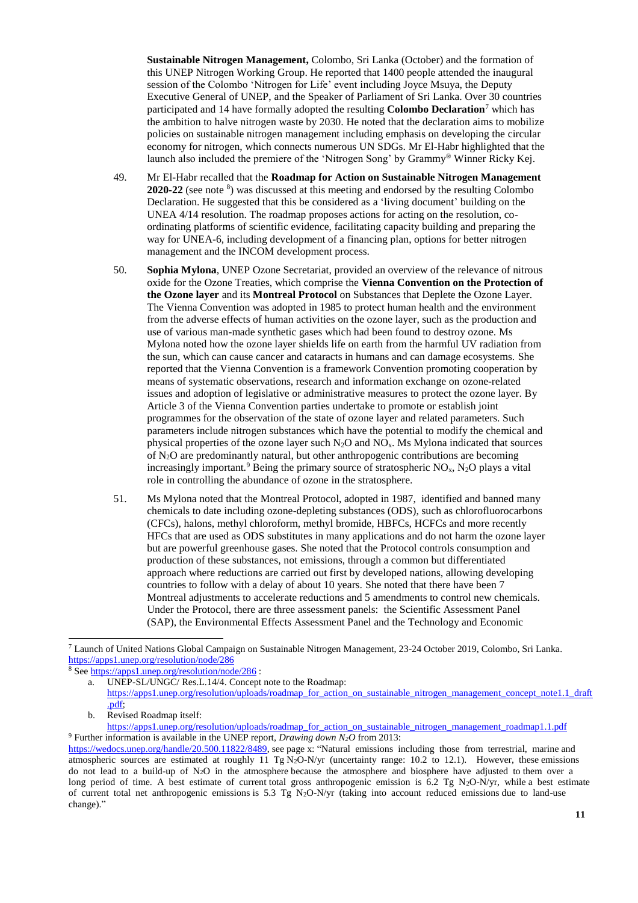**Sustainable Nitrogen Management,** Colombo, Sri Lanka (October) and the formation of this UNEP Nitrogen Working Group. He reported that 1400 people attended the inaugural session of the Colombo 'Nitrogen for Life' event including Joyce Msuya, the Deputy Executive General of UNEP, and the Speaker of Parliament of Sri Lanka. Over 30 countries participated and 14 have formally adopted the resulting **Colombo Declaration**[7] which has the ambition to halve nitrogen waste by 2030. He noted that the declaration aims to mobilize policies on sustainable nitrogen management including emphasis on developing the circular economy for nitrogen, which connects numerous UN SDGs. Mr El-Habr highlighted that the launch also included the premiere of the 'Nitrogen Song' by Grammy® Winner Ricky Kej.

49. Mr El-Habr recalled that the **Roadmap for Action on Sustainable Nitrogen Management 2020-22** (see note [8]) was discussed at this meeting and endorsed by the resulting Colombo Declaration. He suggested that this be considered as a 'living document' building on the UNEA 4/14 resolution. The roadmap proposes actions for acting on the resolution, co-ordinating platforms of scientific evidence, facilitating capacity building and preparing the way for UNEA-6, including development of a financing plan, options for better nitrogen management and the INCOM development process.

50. **Sophia Mylona**, UNEP Ozone Secretariat, provided an overview of the relevance of nitrous oxide for the Ozone Treaties, which comprise the **Vienna Convention on the Protection of the Ozone layer** and its **Montreal Protocol** on Substances that Deplete the Ozone Layer. The Vienna Convention was adopted in 1985 to protect human health and the environment from the adverse effects of human activities on the ozone layer, such as the production and use of various man-made synthetic gases which had been found to destroy ozone. Ms Mylona noted how the ozone layer shields life on earth from the harmful UV radiation from the sun, which can cause cancer and cataracts in humans and can damage ecosystems. She reported that the Vienna Convention is a framework Convention promoting cooperation by means of systematic observations, research and information exchange on ozone-related issues and adoption of legislative or administrative measures to protect the ozone layer. By Article 3 of the Vienna Convention parties undertake to promote or establish joint programmes for the observation of the state of ozone layer and related parameters. Such parameters include nitrogen substances which have the potential to modify the chemical and physical properties of the ozone layer such $N_2O$ and $NO_x$. Ms Mylona indicated that sources of $N_2O$ are predominantly natural, but other anthropogenic contributions are becoming increasingly important.[9] Being the primary source of stratospheric $NO_x$, $N_2O$ plays a vital role in controlling the abundance of ozone in the stratosphere.

51. Ms Mylona noted that the Montreal Protocol, adopted in 1987, identified and banned many chemicals to date including ozone-depleting substances (ODS), such as chlorofluorocarbons (CFCs), halons, methyl chloroform, methyl bromide, HBFCs, HCFCs and more recently HFCs that are used as ODS substitutes in many applications and do not harm the ozone layer but are powerful greenhouse gases. She noted that the Protocol controls consumption and production of these substances, not emissions, through a common but differentiated approach where reductions are carried out first by developed nations, allowing developing countries to follow with a delay of about 10 years. She noted that there have been 7 Montreal adjustments to accelerate reductions and 5 amendments to control new chemicals. Under the Protocol, there are three assessment panels: the Scientific Assessment Panel (SAP), the Environmental Effects Assessment Panel and the Technology and Economic

---

[7] Launch of United Nations Global Campaign on Sustainable Nitrogen Management, 23-24 October 2019, Colombo, Sri Lanka. https://apps1.unep.org/resolution/node/286

[8] See https://apps1.unep.org/resolution/node/286 :

a. UNEP-SL/UNGC/ Res.L.14/4. Concept note to the Roadmap: https://apps1.unep.org/resolution/uploads/roadmap_for_action_on_sustainable_nitrogen_management_concept_note1.1_draft.pdf;

b. Revised Roadmap itself: https://apps1.unep.org/resolution/uploads/roadmap_for_action_on_sustainable_nitrogen_management_roadmap1.1.pdf

[9] Further information is available in the UNEP report, *Drawing down $N_2O$* from 2013: https://wedocs.unep.org/handle/20.500.11822/8489, see page x: "Natural emissions including those from terrestrial, marine and atmospheric sources are estimated at roughly 11 Tg $N_2O$-N/yr (uncertainty range: 10.2 to 12.1). However, these emissions do not lead to a build-up of $N_2O$ in the atmosphere because the atmosphere and biosphere have adjusted to them over a long period of time. A best estimate of current total gross anthropogenic emission is 6.2 Tg $N_2O$-N/yr, while a best estimate of current total net anthropogenic emissions is 5.3 Tg $N_2O$-N/yr (taking into account reduced emissions due to land-use change)."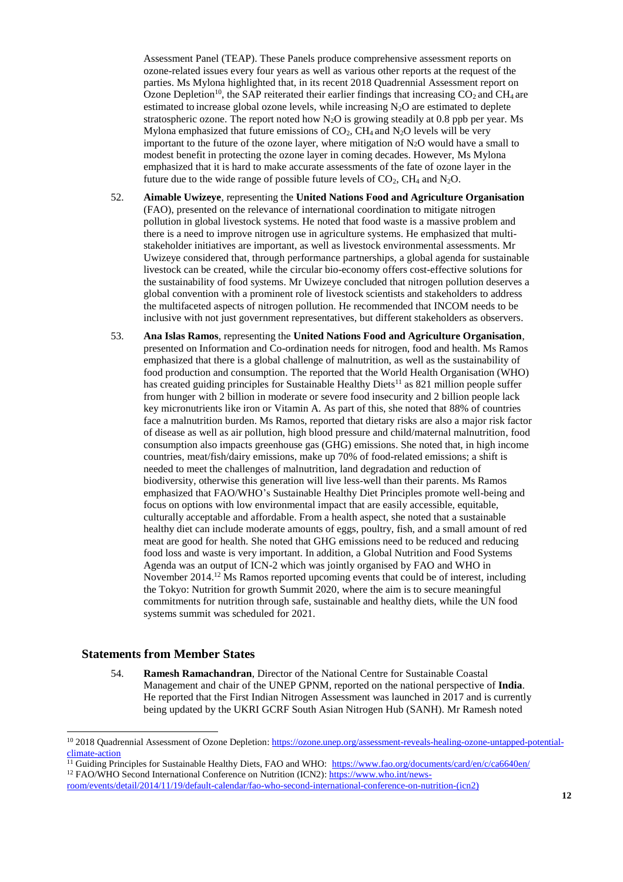Assessment Panel (TEAP). These Panels produce comprehensive assessment reports on ozone-related issues every four years as well as various other reports at the request of the parties. Ms Mylona highlighted that, in its recent 2018 Quadrennial Assessment report on Ozone Depletion[10], the SAP reiterated their earlier findings that increasing $CO_2$ and $CH_4$ are estimated to increase global ozone levels, while increasing $N_2O$ are estimated to deplete stratospheric ozone. The report noted how $N_2O$ is growing steadily at 0.8 ppb per year. Ms Mylona emphasized that future emissions of $CO_2$, $CH_4$ and $N_2O$ levels will be very important to the future of the ozone layer, where mitigation of $N_2O$ would have a small to modest benefit in protecting the ozone layer in coming decades. However, Ms Mylona emphasized that it is hard to make accurate assessments of the fate of ozone layer in the future due to the wide range of possible future levels of $CO_2$, $CH_4$ and $N_2O$.

52. **Aimable Uwizeye**, representing the **United Nations Food and Agriculture Organisation** (FAO), presented on the relevance of international coordination to mitigate nitrogen pollution in global livestock systems. He noted that food waste is a massive problem and there is a need to improve nitrogen use in agriculture systems. He emphasized that multi-stakeholder initiatives are important, as well as livestock environmental assessments. Mr Uwizeye considered that, through performance partnerships, a global agenda for sustainable livestock can be created, while the circular bio-economy offers cost-effective solutions for the sustainability of food systems. Mr Uwizeye concluded that nitrogen pollution deserves a global convention with a prominent role of livestock scientists and stakeholders to address the multifaceted aspects of nitrogen pollution. He recommended that INCOM needs to be inclusive with not just government representatives, but different stakeholders as observers.

53. **Ana Islas Ramos**, representing the **United Nations Food and Agriculture Organisation**, presented on Information and Co-ordination needs for nitrogen, food and health. Ms Ramos emphasized that there is a global challenge of malnutrition, as well as the sustainability of food production and consumption. The reported that the World Health Organisation (WHO) has created guiding principles for Sustainable Healthy Diets[11] as 821 million people suffer from hunger with 2 billion in moderate or severe food insecurity and 2 billion people lack key micronutrients like iron or Vitamin A. As part of this, she noted that 88% of countries face a malnutrition burden. Ms Ramos, reported that dietary risks are also a major risk factor of disease as well as air pollution, high blood pressure and child/maternal malnutrition, food consumption also impacts greenhouse gas (GHG) emissions. She noted that, in high income countries, meat/fish/dairy emissions, make up 70% of food-related emissions; a shift is needed to meet the challenges of malnutrition, land degradation and reduction of biodiversity, otherwise this generation will live less-well than their parents. Ms Ramos emphasized that FAO/WHO's Sustainable Healthy Diet Principles promote well-being and focus on options with low environmental impact that are easily accessible, equitable, culturally acceptable and affordable. From a health aspect, she noted that a sustainable healthy diet can include moderate amounts of eggs, poultry, fish, and a small amount of red meat are good for health. She noted that GHG emissions need to be reduced and reducing food loss and waste is very important. In addition, a Global Nutrition and Food Systems Agenda was an output of ICN-2 which was jointly organised by FAO and WHO in November 2014.[12] Ms Ramos reported upcoming events that could be of interest, including the Tokyo: Nutrition for growth Summit 2020, where the aim is to secure meaningful commitments for nutrition through safe, sustainable and healthy diets, while the UN food systems summit was scheduled for 2021.

## Statements from Member States

54. **Ramesh Ramachandran**, Director of the National Centre for Sustainable Coastal Management and chair of the UNEP GPNM, reported on the national perspective of **India**. He reported that the First Indian Nitrogen Assessment was launched in 2017 and is currently being updated by the UKRI GCRF South Asian Nitrogen Hub (SANH). Mr Ramesh noted

---

[10] 2018 Quadrennial Assessment of Ozone Depletion: https://ozone.unep.org/assessment-reveals-healing-ozone-untapped-potential-climate-action

[11] Guiding Principles for Sustainable Healthy Diets, FAO and WHO: https://www.fao.org/documents/card/en/c/ca6640en/

[12] FAO/WHO Second International Conference on Nutrition (ICN2): https://www.who.int/news-room/events/detail/2014/11/19/default-calendar/fao-who-second-international-conference-on-nutrition-(icn2)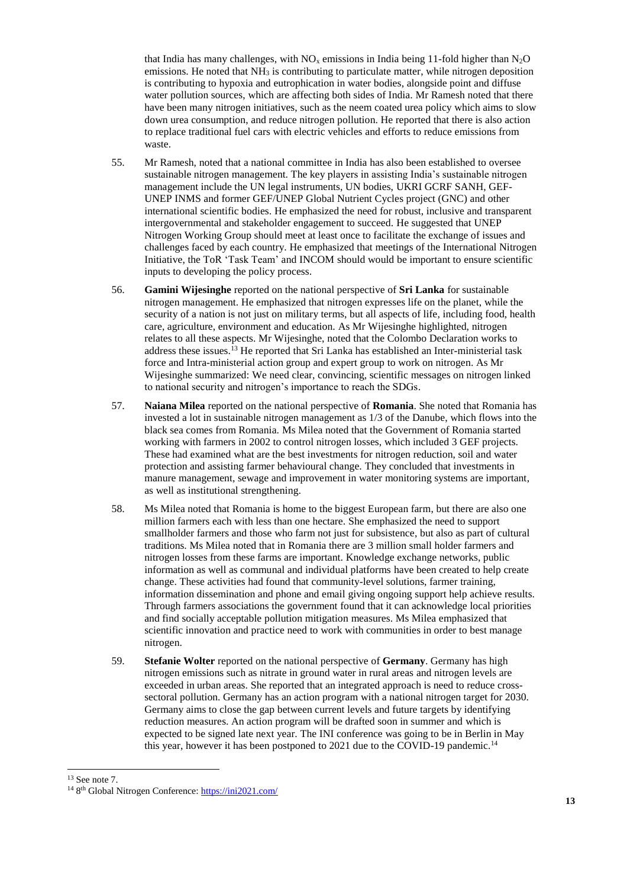that India has many challenges, with $NO_x$ emissions in India being 11-fold higher than $N_2O$ emissions. He noted that $NH_3$ is contributing to particulate matter, while nitrogen deposition is contributing to hypoxia and eutrophication in water bodies, alongside point and diffuse water pollution sources, which are affecting both sides of India. Mr Ramesh noted that there have been many nitrogen initiatives, such as the neem coated urea policy which aims to slow down urea consumption, and reduce nitrogen pollution. He reported that there is also action to replace traditional fuel cars with electric vehicles and efforts to reduce emissions from waste.

55. Mr Ramesh, noted that a national committee in India has also been established to oversee sustainable nitrogen management. The key players in assisting India's sustainable nitrogen management include the UN legal instruments, UN bodies, UKRI GCRF SANH, GEF-UNEP INMS and former GEF/UNEP Global Nutrient Cycles project (GNC) and other international scientific bodies. He emphasized the need for robust, inclusive and transparent intergovernmental and stakeholder engagement to succeed. He suggested that UNEP Nitrogen Working Group should meet at least once to facilitate the exchange of issues and challenges faced by each country. He emphasized that meetings of the International Nitrogen Initiative, the ToR 'Task Team' and INCOM should would be important to ensure scientific inputs to developing the policy process.

56. **Gamini Wijesinghe** reported on the national perspective of **Sri Lanka** for sustainable nitrogen management. He emphasized that nitrogen expresses life on the planet, while the security of a nation is not just on military terms, but all aspects of life, including food, health care, agriculture, environment and education. As Mr Wijesinghe highlighted, nitrogen relates to all these aspects. Mr Wijesinghe, noted that the Colombo Declaration works to address these issues.[13] He reported that Sri Lanka has established an Inter-ministerial task force and Intra-ministerial action group and expert group to work on nitrogen. As Mr Wijesinghe summarized: We need clear, convincing, scientific messages on nitrogen linked to national security and nitrogen's importance to reach the SDGs.

57. **Naiana Milea** reported on the national perspective of **Romania**. She noted that Romania has invested a lot in sustainable nitrogen management as 1/3 of the Danube, which flows into the black sea comes from Romania. Ms Milea noted that the Government of Romania started working with farmers in 2002 to control nitrogen losses, which included 3 GEF projects. These had examined what are the best investments for nitrogen reduction, soil and water protection and assisting farmer behavioural change. They concluded that investments in manure management, sewage and improvement in water monitoring systems are important, as well as institutional strengthening.

58. Ms Milea noted that Romania is home to the biggest European farm, but there are also one million farmers each with less than one hectare. She emphasized the need to support smallholder farmers and those who farm not just for subsistence, but also as part of cultural traditions. Ms Milea noted that in Romania there are 3 million small holder farmers and nitrogen losses from these farms are important. Knowledge exchange networks, public information as well as communal and individual platforms have been created to help create change. These activities had found that community-level solutions, farmer training, information dissemination and phone and email giving ongoing support help achieve results. Through farmers associations the government found that it can acknowledge local priorities and find socially acceptable pollution mitigation measures. Ms Milea emphasized that scientific innovation and practice need to work with communities in order to best manage nitrogen.

59. **Stefanie Wolter** reported on the national perspective of **Germany**. Germany has high nitrogen emissions such as nitrate in ground water in rural areas and nitrogen levels are exceeded in urban areas. She reported that an integrated approach is need to reduce cross-sectoral pollution. Germany has an action program with a national nitrogen target for 2030. Germany aims to close the gap between current levels and future targets by identifying reduction measures. An action program will be drafted soon in summer and which is expected to be signed late next year. The INI conference was going to be in Berlin in May this year, however it has been postponed to 2021 due to the COVID-19 pandemic.[14]

---

[13] See note 7.

[14] 8th Global Nitrogen Conference: https://ini2021.com/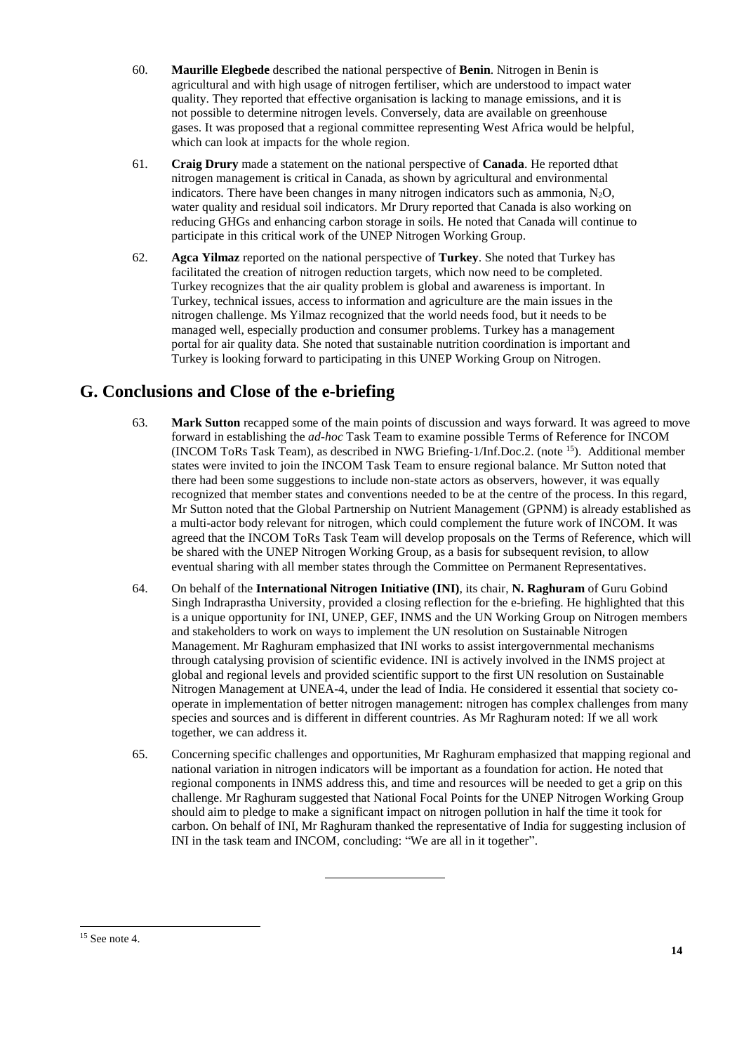60. **Maurille Elegbede** described the national perspective of **Benin**. Nitrogen in Benin is agricultural and with high usage of nitrogen fertiliser, which are understood to impact water quality. They reported that effective organisation is lacking to manage emissions, and it is not possible to determine nitrogen levels. Conversely, data are available on greenhouse gases. It was proposed that a regional committee representing West Africa would be helpful, which can look at impacts for the whole region.

61. **Craig Drury** made a statement on the national perspective of **Canada**. He reported dthat nitrogen management is critical in Canada, as shown by agricultural and environmental indicators. There have been changes in many nitrogen indicators such as ammonia, $N_2O$, water quality and residual soil indicators. Mr Drury reported that Canada is also working on reducing GHGs and enhancing carbon storage in soils. He noted that Canada will continue to participate in this critical work of the UNEP Nitrogen Working Group.

62. **Agca Yilmaz** reported on the national perspective of **Turkey**. She noted that Turkey has facilitated the creation of nitrogen reduction targets, which now need to be completed. Turkey recognizes that the air quality problem is global and awareness is important. In Turkey, technical issues, access to information and agriculture are the main issues in the nitrogen challenge. Ms Yilmaz recognized that the world needs food, but it needs to be managed well, especially production and consumer problems. Turkey has a management portal for air quality data. She noted that sustainable nutrition coordination is important and Turkey is looking forward to participating in this UNEP Working Group on Nitrogen.

## G. Conclusions and Close of the e-briefing

63. **Mark Sutton** recapped some of the main points of discussion and ways forward. It was agreed to move forward in establishing the *ad-hoc* Task Team to examine possible Terms of Reference for INCOM (INCOM ToRs Task Team), as described in NWG Briefing-1/Inf.Doc.2. (note [15]). Additional member states were invited to join the INCOM Task Team to ensure regional balance. Mr Sutton noted that there had been some suggestions to include non-state actors as observers, however, it was equally recognized that member states and conventions needed to be at the centre of the process. In this regard, Mr Sutton noted that the Global Partnership on Nutrient Management (GPNM) is already established as a multi-actor body relevant for nitrogen, which could complement the future work of INCOM. It was agreed that the INCOM ToRs Task Team will develop proposals on the Terms of Reference, which will be shared with the UNEP Nitrogen Working Group, as a basis for subsequent revision, to allow eventual sharing with all member states through the Committee on Permanent Representatives.

64. On behalf of the **International Nitrogen Initiative (INI)**, its chair, **N. Raghuram** of Guru Gobind Singh Indraprastha University, provided a closing reflection for the e-briefing. He highlighted that this is a unique opportunity for INI, UNEP, GEF, INMS and the UN Working Group on Nitrogen members and stakeholders to work on ways to implement the UN resolution on Sustainable Nitrogen Management. Mr Raghuram emphasized that INI works to assist intergovernmental mechanisms through catalysing provision of scientific evidence. INI is actively involved in the INMS project at global and regional levels and provided scientific support to the first UN resolution on Sustainable Nitrogen Management at UNEA-4, under the lead of India. He considered it essential that society co-operate in implementation of better nitrogen management: nitrogen has complex challenges from many species and sources and is different in different countries. As Mr Raghuram noted: If we all work together, we can address it.

65. Concerning specific challenges and opportunities, Mr Raghuram emphasized that mapping regional and national variation in nitrogen indicators will be important as a foundation for action. He noted that regional components in INMS address this, and time and resources will be needed to get a grip on this challenge. Mr Raghuram suggested that National Focal Points for the UNEP Nitrogen Working Group should aim to pledge to make a significant impact on nitrogen pollution in half the time it took for carbon. On behalf of INI, Mr Raghuram thanked the representative of India for suggesting inclusion of INI in the task team and INCOM, concluding: "We are all in it together".

---

[15] See note 4.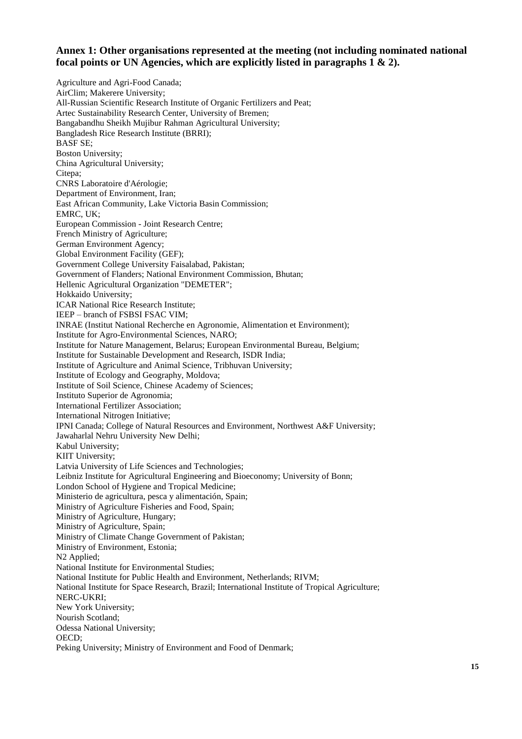## Annex 1: Other organisations represented at the meeting (not including nominated national focal points or UN Agencies, which are explicitly listed in paragraphs 1 & 2).

Agriculture and Agri-Food Canada;
AirClim; Makerere University;
All-Russian Scientific Research Institute of Organic Fertilizers and Peat;
Artec Sustainability Research Center, University of Bremen;
Bangabandhu Sheikh Mujibur Rahman Agricultural University;
Bangladesh Rice Research Institute (BRRI);
BASF SE;
Boston University;
China Agricultural University;
Citepa;
CNRS Laboratoire d'Aérologie;
Department of Environment, Iran;
East African Community, Lake Victoria Basin Commission;
EMRC, UK;
European Commission - Joint Research Centre;
French Ministry of Agriculture;
German Environment Agency;
Global Environment Facility (GEF);
Government College University Faisalabad, Pakistan;
Government of Flanders; National Environment Commission, Bhutan;
Hellenic Agricultural Organization "DEMETER";
Hokkaido University;
ICAR National Rice Research Institute;
IEEP – branch of FSBSI FSAC VIM;
INRAE (Institut National Recherche en Agronomie, Alimentation et Environment);
Institute for Agro-Environmental Sciences, NARO;
Institute for Nature Management, Belarus; European Environmental Bureau, Belgium;
Institute for Sustainable Development and Research, ISDR India;
Institute of Agriculture and Animal Science, Tribhuvan University;
Institute of Ecology and Geography, Moldova;
Institute of Soil Science, Chinese Academy of Sciences;
Instituto Superior de Agronomia;
International Fertilizer Association;
International Nitrogen Initiative;
IPNI Canada; College of Natural Resources and Environment, Northwest A&F University;
Jawaharlal Nehru University New Delhi;
Kabul University;
KIIT University;
Latvia University of Life Sciences and Technologies;
Leibniz Institute for Agricultural Engineering and Bioeconomy; University of Bonn;
London School of Hygiene and Tropical Medicine;
Ministerio de agricultura, pesca y alimentación, Spain;
Ministry of Agriculture Fisheries and Food, Spain;
Ministry of Agriculture, Hungary;
Ministry of Agriculture, Spain;
Ministry of Climate Change Government of Pakistan;
Ministry of Environment, Estonia;
N2 Applied;
National Institute for Environmental Studies;
National Institute for Public Health and Environment, Netherlands; RIVM;
National Institute for Space Research, Brazil; International Institute of Tropical Agriculture;
NERC-UKRI;
New York University;
Nourish Scotland;
Odessa National University;
OECD;
Peking University; Ministry of Environment and Food of Denmark;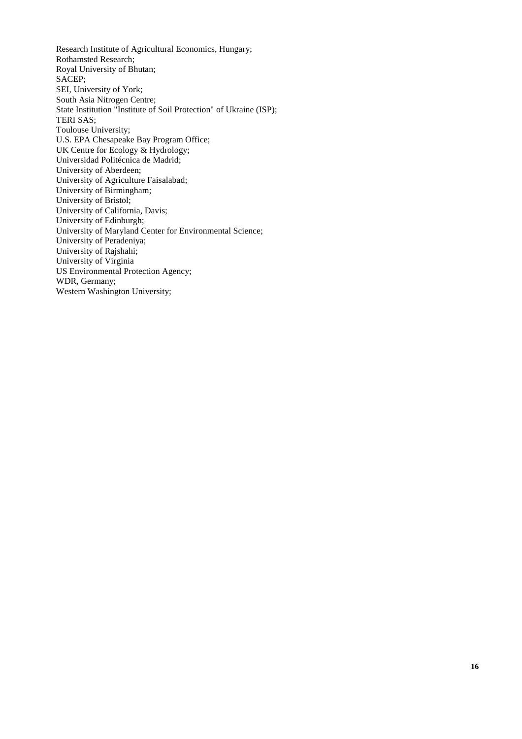Research Institute of Agricultural Economics, Hungary;
Rothamsted Research;
Royal University of Bhutan;
SACEP;
SEI, University of York;
South Asia Nitrogen Centre;
State Institution "Institute of Soil Protection" of Ukraine (ISP);
TERI SAS;
Toulouse University;
U.S. EPA Chesapeake Bay Program Office;
UK Centre for Ecology & Hydrology;
Universidad Politécnica de Madrid;
University of Aberdeen;
University of Agriculture Faisalabad;
University of Birmingham;
University of Bristol;
University of California, Davis;
University of Edinburgh;
University of Maryland Center for Environmental Science;
University of Peradeniya;
University of Rajshahi;
University of Virginia
US Environmental Protection Agency;
WDR, Germany;
Western Washington University;